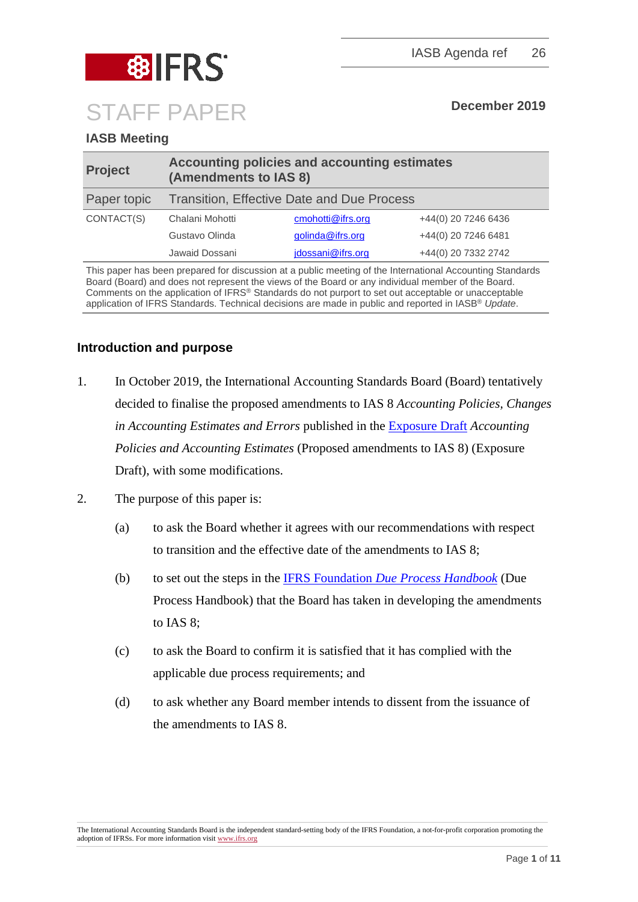IASB Agenda ref 26

# STAFF PAPER

**December 2019**

**IASB Meeting**

| **Project** | **Accounting policies and accounting estimates (Amendments to IAS 8)** | | |
|---|---|---|---|
| Paper topic | Transition, Effective Date and Due Process | | |
| CONTACT(S) | Chalani Mohotti | cmohotti@ifrs.org | +44(0) 20 7246 6436 |
| | Gustavo Olinda | golinda@ifrs.org | +44(0) 20 7246 6481 |
| | Jawaid Dossani | jdossani@ifrs.org | +44(0) 20 7332 2742 |

This paper has been prepared for discussion at a public meeting of the International Accounting Standards Board (Board) and does not represent the views of the Board or any individual member of the Board. Comments on the application of IFRS® Standards do not purport to set out acceptable or unacceptable application of IFRS Standards. Technical decisions are made in public and reported in IASB® *Update*.

## Introduction and purpose

1. In October 2019, the International Accounting Standards Board (Board) tentatively decided to finalise the proposed amendments to IAS 8 *Accounting Policies, Changes in Accounting Estimates and Errors* published in the Exposure Draft *Accounting Policies and Accounting Estimates* (Proposed amendments to IAS 8) (Exposure Draft), with some modifications.

2. The purpose of this paper is:
   - (a) to ask the Board whether it agrees with our recommendations with respect to transition and the effective date of the amendments to IAS 8;
   - (b) to set out the steps in the IFRS Foundation *Due Process Handbook* (Due Process Handbook) that the Board has taken in developing the amendments to IAS 8;
   - (c) to ask the Board to confirm it is satisfied that it has complied with the applicable due process requirements; and
   - (d) to ask whether any Board member intends to dissent from the issuance of the amendments to IAS 8.

The International Accounting Standards Board is the independent standard-setting body of the IFRS Foundation, a not-for-profit corporation promoting the adoption of IFRSs. For more information visit www.ifrs.org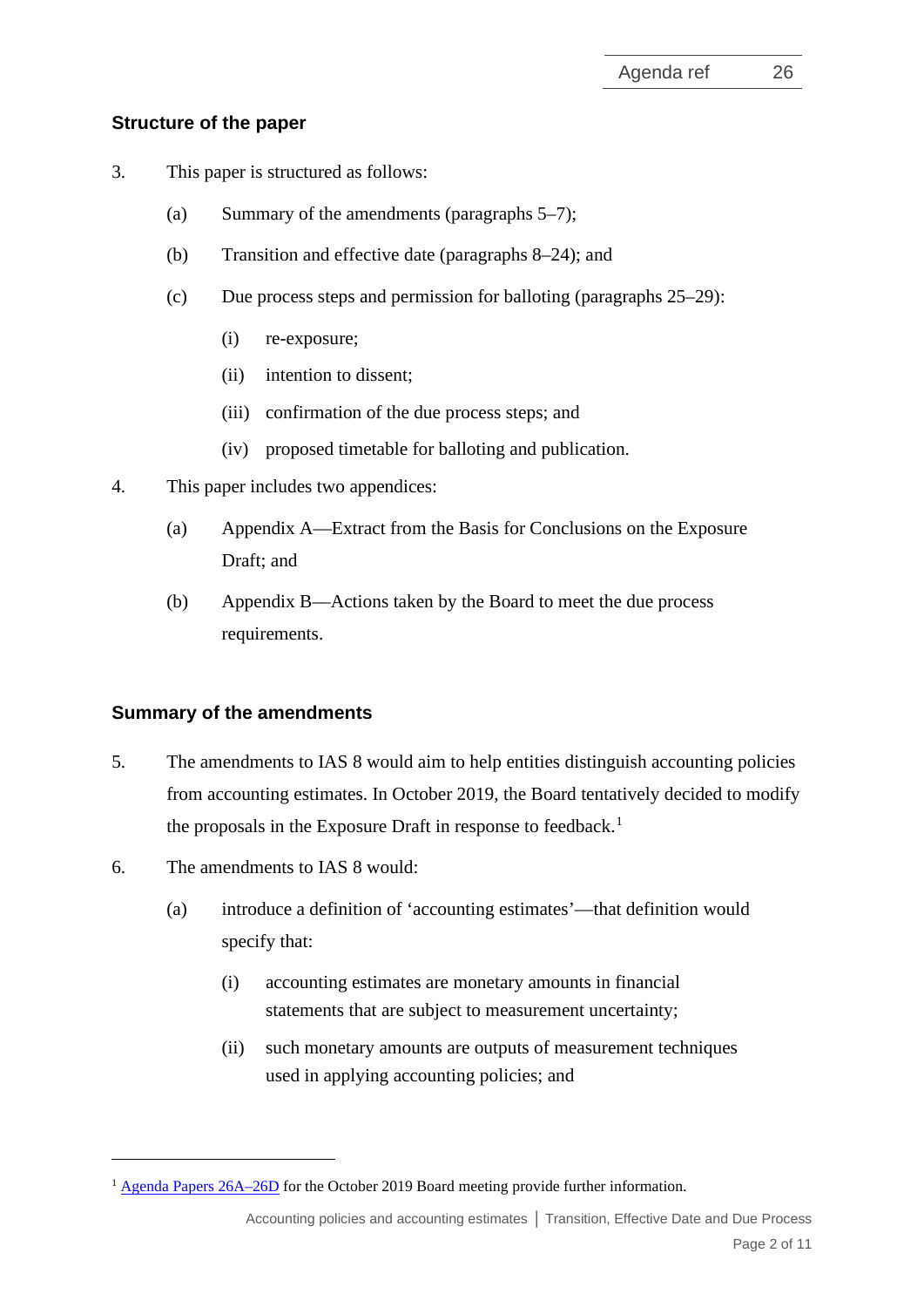## Structure of the paper

3. This paper is structured as follows:

   (a) Summary of the amendments (paragraphs 5–7);

   (b) Transition and effective date (paragraphs 8–24); and

   (c) Due process steps and permission for balloting (paragraphs 25–29):

      (i) re-exposure;

      (ii) intention to dissent;

      (iii) confirmation of the due process steps; and

      (iv) proposed timetable for balloting and publication.

4. This paper includes two appendices:

   (a) Appendix A—Extract from the Basis for Conclusions on the Exposure Draft; and

   (b) Appendix B—Actions taken by the Board to meet the due process requirements.

## Summary of the amendments

5. The amendments to IAS 8 would aim to help entities distinguish accounting policies from accounting estimates. In October 2019, the Board tentatively decided to modify the proposals in the Exposure Draft in response to feedback.[1]

6. The amendments to IAS 8 would:

   (a) introduce a definition of 'accounting estimates'—that definition would specify that:

      (i) accounting estimates are monetary amounts in financial statements that are subject to measurement uncertainty;

      (ii) such monetary amounts are outputs of measurement techniques used in applying accounting policies; and

[1] Agenda Papers 26A–26D for the October 2019 Board meeting provide further information.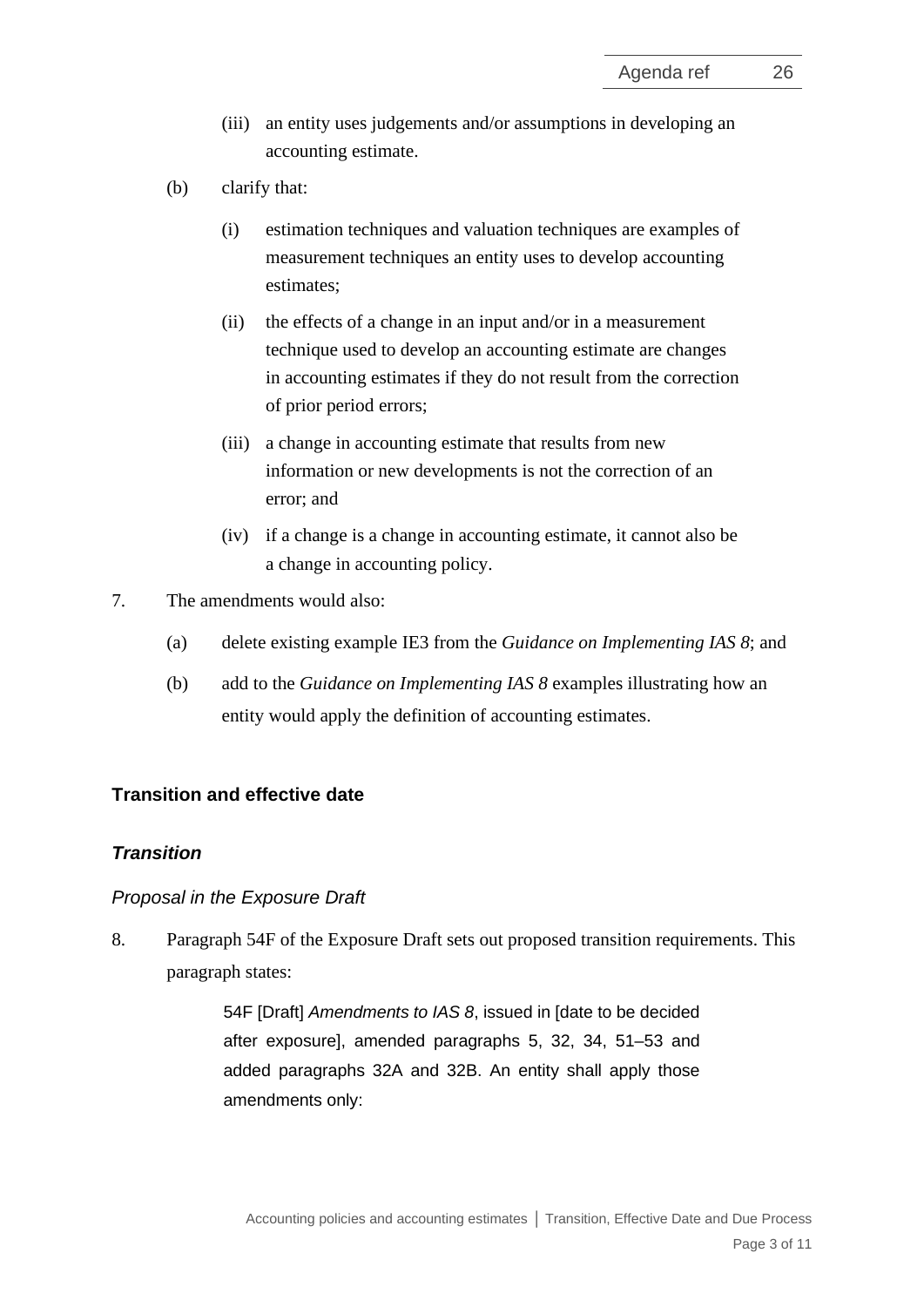(iii) an entity uses judgements and/or assumptions in developing an accounting estimate.

(b) clarify that:

(i) estimation techniques and valuation techniques are examples of measurement techniques an entity uses to develop accounting estimates;

(ii) the effects of a change in an input and/or in a measurement technique used to develop an accounting estimate are changes in accounting estimates if they do not result from the correction of prior period errors;

(iii) a change in accounting estimate that results from new information or new developments is not the correction of an error; and

(iv) if a change is a change in accounting estimate, it cannot also be a change in accounting policy.

7. The amendments would also:

(a) delete existing example IE3 from the *Guidance on Implementing IAS 8*; and

(b) add to the *Guidance on Implementing IAS 8* examples illustrating how an entity would apply the definition of accounting estimates.

## Transition and effective date

### *Transition*

*Proposal in the Exposure Draft*

8. Paragraph 54F of the Exposure Draft sets out proposed transition requirements. This paragraph states:

> 54F [Draft] *Amendments to IAS 8*, issued in [date to be decided after exposure], amended paragraphs 5, 32, 34, 51–53 and added paragraphs 32A and 32B. An entity shall apply those amendments only: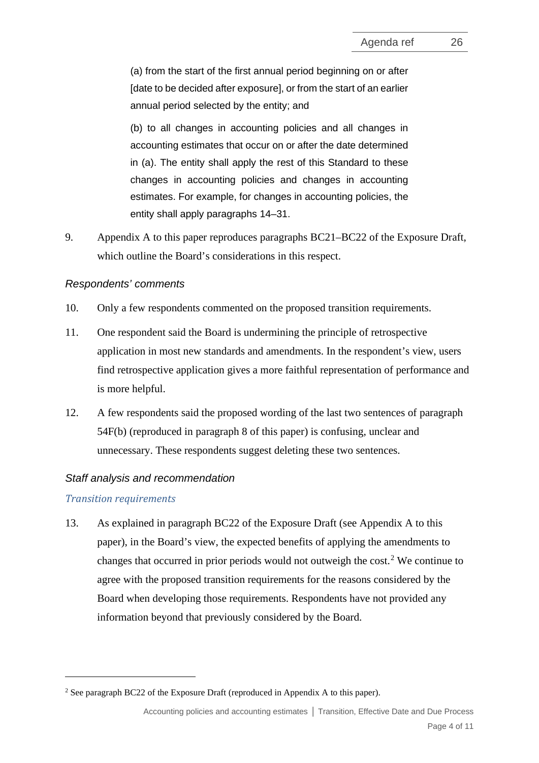(a) from the start of the first annual period beginning on or after [date to be decided after exposure], or from the start of an earlier annual period selected by the entity; and

(b) to all changes in accounting policies and all changes in accounting estimates that occur on or after the date determined in (a). The entity shall apply the rest of this Standard to these changes in accounting policies and changes in accounting estimates. For example, for changes in accounting policies, the entity shall apply paragraphs 14–31.

9. Appendix A to this paper reproduces paragraphs BC21–BC22 of the Exposure Draft, which outline the Board's considerations in this respect.

### *Respondents' comments*

10. Only a few respondents commented on the proposed transition requirements.

11. One respondent said the Board is undermining the principle of retrospective application in most new standards and amendments. In the respondent's view, users find retrospective application gives a more faithful representation of performance and is more helpful.

12. A few respondents said the proposed wording of the last two sentences of paragraph 54F(b) (reproduced in paragraph 8 of this paper) is confusing, unclear and unnecessary. These respondents suggest deleting these two sentences.

### *Staff analysis and recommendation*

#### *Transition requirements*

13. As explained in paragraph BC22 of the Exposure Draft (see Appendix A to this paper), in the Board's view, the expected benefits of applying the amendments to changes that occurred in prior periods would not outweigh the cost.[2] We continue to agree with the proposed transition requirements for the reasons considered by the Board when developing those requirements. Respondents have not provided any information beyond that previously considered by the Board.

[2] See paragraph BC22 of the Exposure Draft (reproduced in Appendix A to this paper).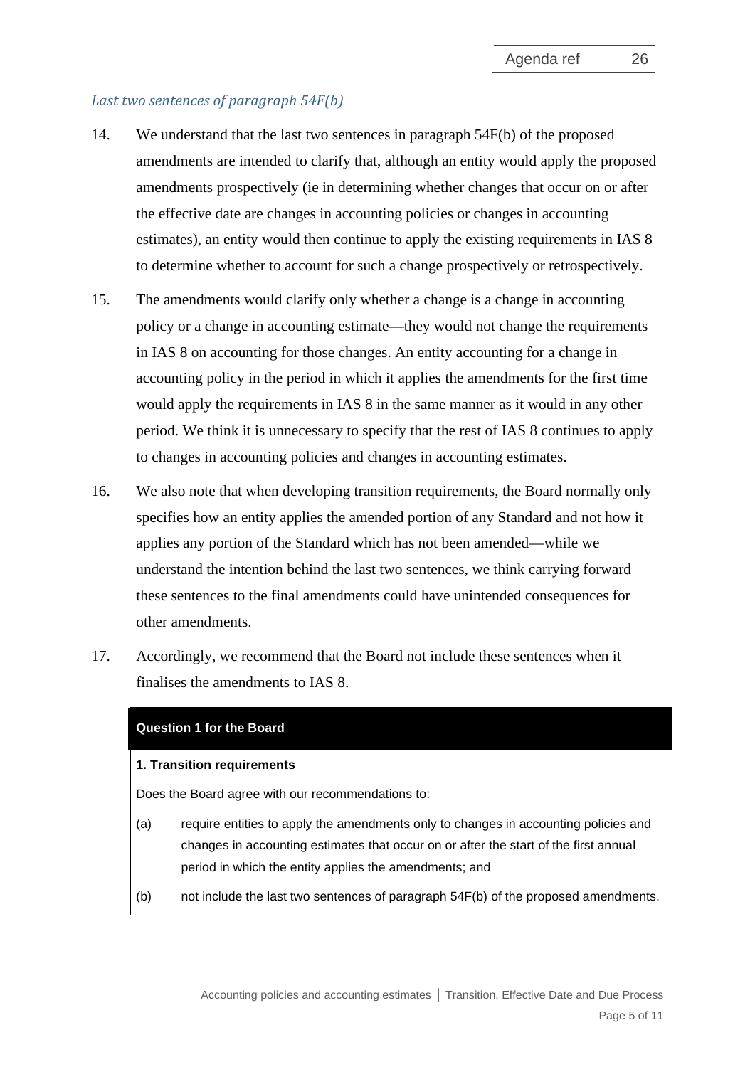*Last two sentences of paragraph 54F(b)*

14. We understand that the last two sentences in paragraph 54F(b) of the proposed amendments are intended to clarify that, although an entity would apply the proposed amendments prospectively (ie in determining whether changes that occur on or after the effective date are changes in accounting policies or changes in accounting estimates), an entity would then continue to apply the existing requirements in IAS 8 to determine whether to account for such a change prospectively or retrospectively.

15. The amendments would clarify only whether a change is a change in accounting policy or a change in accounting estimate—they would not change the requirements in IAS 8 on accounting for those changes. An entity accounting for a change in accounting policy in the period in which it applies the amendments for the first time would apply the requirements in IAS 8 in the same manner as it would in any other period. We think it is unnecessary to specify that the rest of IAS 8 continues to apply to changes in accounting policies and changes in accounting estimates.

16. We also note that when developing transition requirements, the Board normally only specifies how an entity applies the amended portion of any Standard and not how it applies any portion of the Standard which has not been amended—while we understand the intention behind the last two sentences, we think carrying forward these sentences to the final amendments could have unintended consequences for other amendments.

17. Accordingly, we recommend that the Board not include these sentences when it finalises the amendments to IAS 8.

**Question 1 for the Board**

**1. Transition requirements**

Does the Board agree with our recommendations to:

(a) require entities to apply the amendments only to changes in accounting policies and changes in accounting estimates that occur on or after the start of the first annual period in which the entity applies the amendments; and

(b) not include the last two sentences of paragraph 54F(b) of the proposed amendments.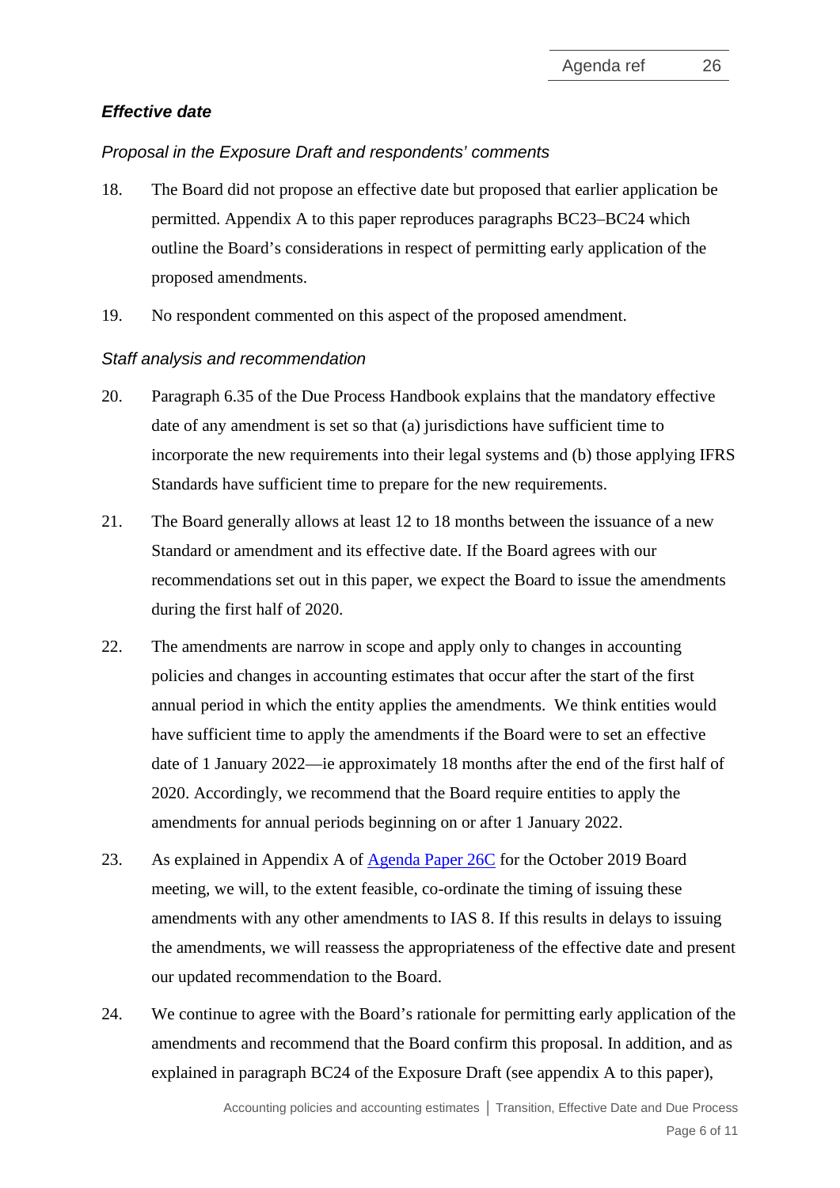### *Effective date*

*Proposal in the Exposure Draft and respondents' comments*

18. The Board did not propose an effective date but proposed that earlier application be permitted. Appendix A to this paper reproduces paragraphs BC23–BC24 which outline the Board's considerations in respect of permitting early application of the proposed amendments.

19. No respondent commented on this aspect of the proposed amendment.

*Staff analysis and recommendation*

20. Paragraph 6.35 of the Due Process Handbook explains that the mandatory effective date of any amendment is set so that (a) jurisdictions have sufficient time to incorporate the new requirements into their legal systems and (b) those applying IFRS Standards have sufficient time to prepare for the new requirements.

21. The Board generally allows at least 12 to 18 months between the issuance of a new Standard or amendment and its effective date. If the Board agrees with our recommendations set out in this paper, we expect the Board to issue the amendments during the first half of 2020.

22. The amendments are narrow in scope and apply only to changes in accounting policies and changes in accounting estimates that occur after the start of the first annual period in which the entity applies the amendments. We think entities would have sufficient time to apply the amendments if the Board were to set an effective date of 1 January 2022—ie approximately 18 months after the end of the first half of 2020. Accordingly, we recommend that the Board require entities to apply the amendments for annual periods beginning on or after 1 January 2022.

23. As explained in Appendix A of Agenda Paper 26C for the October 2019 Board meeting, we will, to the extent feasible, co-ordinate the timing of issuing these amendments with any other amendments to IAS 8. If this results in delays to issuing the amendments, we will reassess the appropriateness of the effective date and present our updated recommendation to the Board.

24. We continue to agree with the Board's rationale for permitting early application of the amendments and recommend that the Board confirm this proposal. In addition, and as explained in paragraph BC24 of the Exposure Draft (see appendix A to this paper),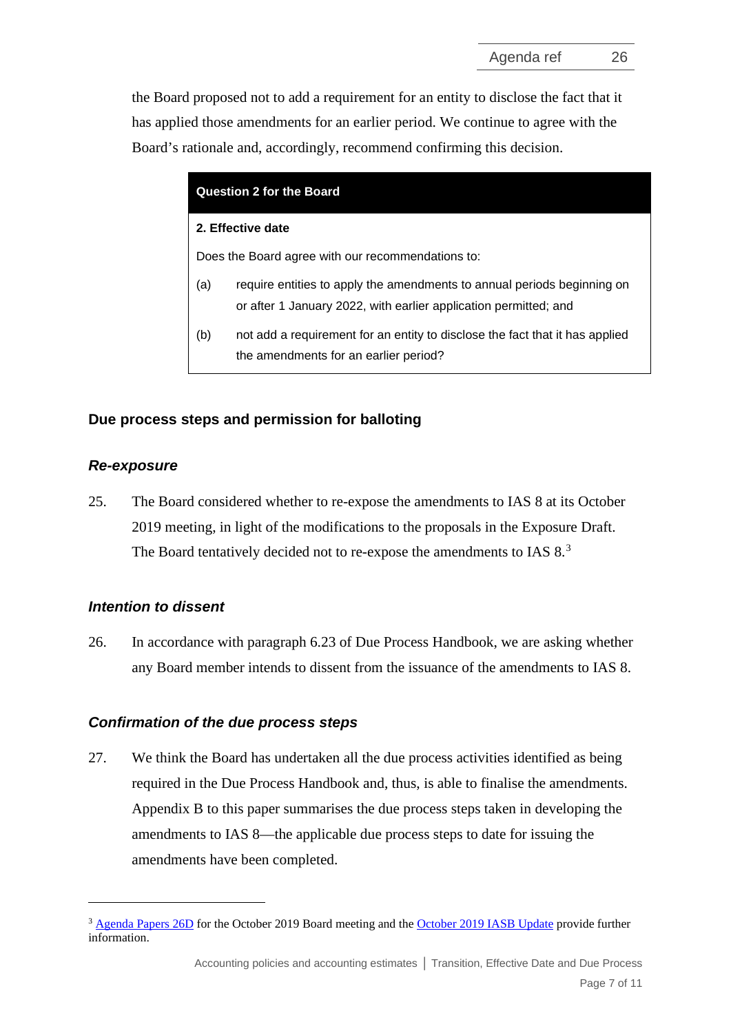the Board proposed not to add a requirement for an entity to disclose the fact that it has applied those amendments for an earlier period. We continue to agree with the Board's rationale and, accordingly, recommend confirming this decision.

> **Question 2 for the Board**
>
> **2. Effective date**
>
> Does the Board agree with our recommendations to:
>
> (a) require entities to apply the amendments to annual periods beginning on or after 1 January 2022, with earlier application permitted; and
>
> (b) not add a requirement for an entity to disclose the fact that it has applied the amendments for an earlier period?

## Due process steps and permission for balloting

### *Re-exposure*

25. The Board considered whether to re-expose the amendments to IAS 8 at its October 2019 meeting, in light of the modifications to the proposals in the Exposure Draft. The Board tentatively decided not to re-expose the amendments to IAS 8.[3]

### *Intention to dissent*

26. In accordance with paragraph 6.23 of Due Process Handbook, we are asking whether any Board member intends to dissent from the issuance of the amendments to IAS 8.

### *Confirmation of the due process steps*

27. We think the Board has undertaken all the due process activities identified as being required in the Due Process Handbook and, thus, is able to finalise the amendments. Appendix B to this paper summarises the due process steps taken in developing the amendments to IAS 8—the applicable due process steps to date for issuing the amendments have been completed.

---

[3] Agenda Papers 26D for the October 2019 Board meeting and the October 2019 IASB Update provide further information.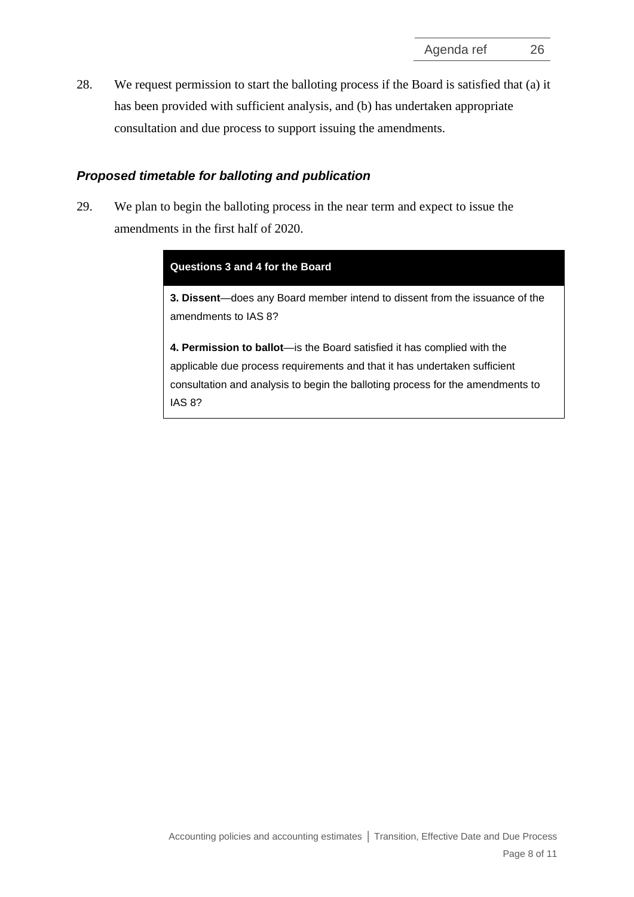28. We request permission to start the balloting process if the Board is satisfied that (a) it has been provided with sufficient analysis, and (b) has undertaken appropriate consultation and due process to support issuing the amendments.

### ***Proposed timetable for balloting and publication***

29. We plan to begin the balloting process in the near term and expect to issue the amendments in the first half of 2020.

| **Questions 3 and 4 for the Board** |
| --- |
| **3. Dissent**—does any Board member intend to dissent from the issuance of the amendments to IAS 8? |
| **4. Permission to ballot**—is the Board satisfied it has complied with the applicable due process requirements and that it has undertaken sufficient consultation and analysis to begin the balloting process for the amendments to IAS 8? |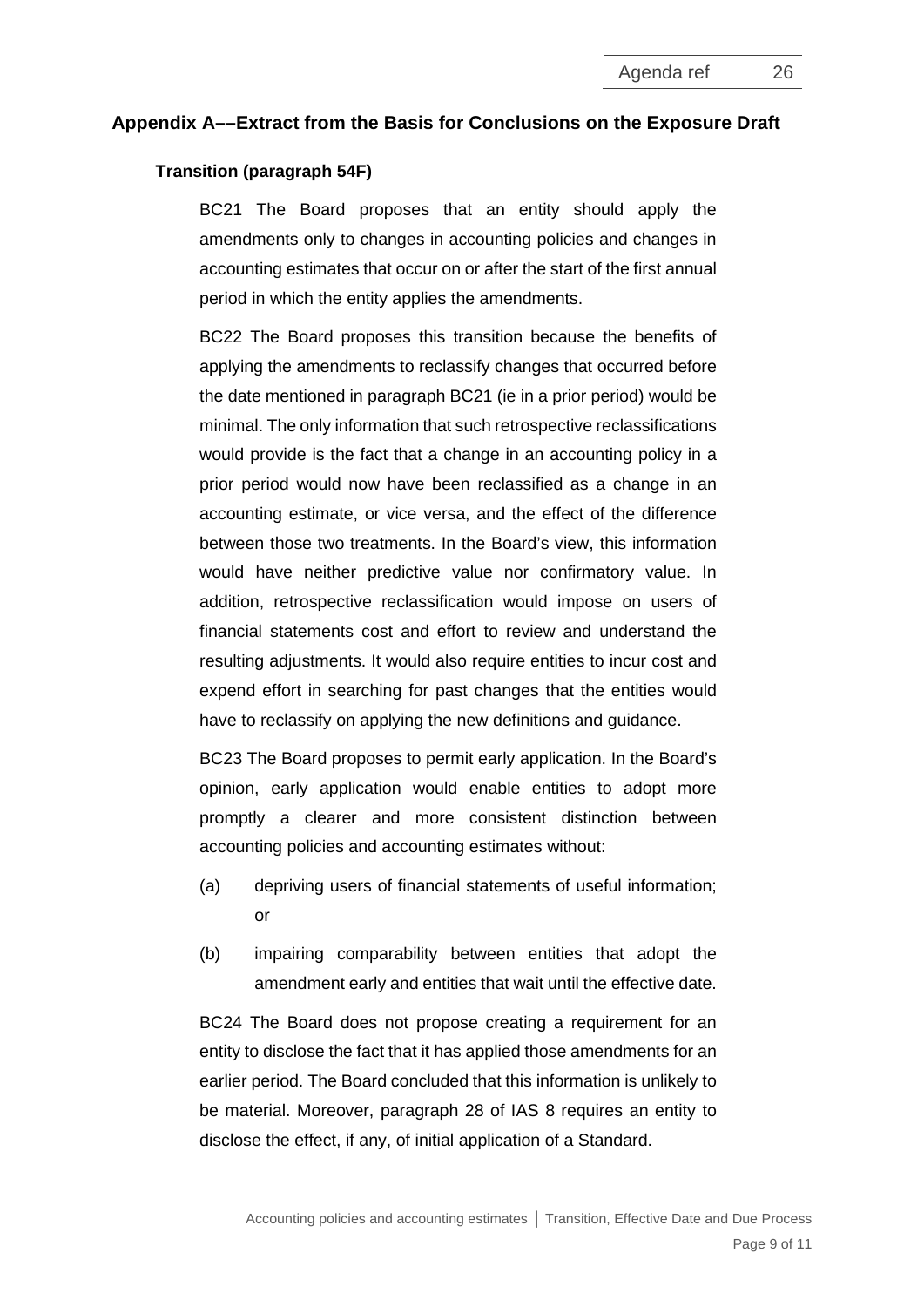## Appendix A––Extract from the Basis for Conclusions on the Exposure Draft

### Transition (paragraph 54F)

BC21 The Board proposes that an entity should apply the amendments only to changes in accounting policies and changes in accounting estimates that occur on or after the start of the first annual period in which the entity applies the amendments.

BC22 The Board proposes this transition because the benefits of applying the amendments to reclassify changes that occurred before the date mentioned in paragraph BC21 (ie in a prior period) would be minimal. The only information that such retrospective reclassifications would provide is the fact that a change in an accounting policy in a prior period would now have been reclassified as a change in an accounting estimate, or vice versa, and the effect of the difference between those two treatments. In the Board's view, this information would have neither predictive value nor confirmatory value. In addition, retrospective reclassification would impose on users of financial statements cost and effort to review and understand the resulting adjustments. It would also require entities to incur cost and expend effort in searching for past changes that the entities would have to reclassify on applying the new definitions and guidance.

BC23 The Board proposes to permit early application. In the Board's opinion, early application would enable entities to adopt more promptly a clearer and more consistent distinction between accounting policies and accounting estimates without:

(a) depriving users of financial statements of useful information; or

(b) impairing comparability between entities that adopt the amendment early and entities that wait until the effective date.

BC24 The Board does not propose creating a requirement for an entity to disclose the fact that it has applied those amendments for an earlier period. The Board concluded that this information is unlikely to be material. Moreover, paragraph 28 of IAS 8 requires an entity to disclose the effect, if any, of initial application of a Standard.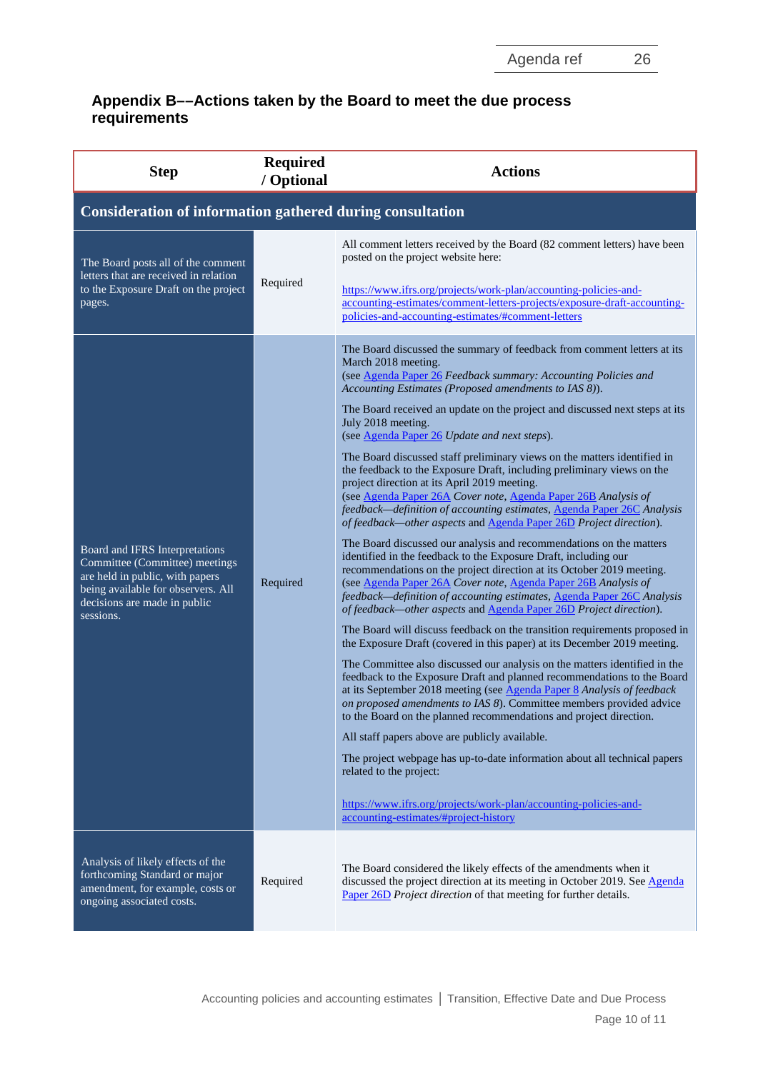## Appendix B––Actions taken by the Board to meet the due process requirements

| Step | Required / Optional | Actions |
|---|---|---|
| **Consideration of information gathered during consultation** | | |
| The Board posts all of the comment letters that are received in relation to the Exposure Draft on the project pages. | Required | All comment letters received by the Board (82 comment letters) have been posted on the project website here:<br><br>https://www.ifrs.org/projects/work-plan/accounting-policies-and-accounting-estimates/comment-letters-projects/exposure-draft-accounting-policies-and-accounting-estimates/#comment-letters |
| Board and IFRS Interpretations Committee (Committee) meetings are held in public, with papers being available for observers. All decisions are made in public sessions. | Required | The Board discussed the summary of feedback from comment letters at its March 2018 meeting.<br>(see Agenda Paper 26 *Feedback summary: Accounting Policies and Accounting Estimates (Proposed amendments to IAS 8)*).<br><br>The Board received an update on the project and discussed next steps at its July 2018 meeting.<br>(see Agenda Paper 26 *Update and next steps*).<br><br>The Board discussed staff preliminary views on the matters identified in the feedback to the Exposure Draft, including preliminary views on the project direction at its April 2019 meeting.<br>(see Agenda Paper 26A *Cover note*, Agenda Paper 26B *Analysis of feedback—definition of accounting estimates*, Agenda Paper 26C *Analysis of feedback—other aspects* and Agenda Paper 26D *Project direction*).<br><br>The Board discussed our analysis and recommendations on the matters identified in the feedback to the Exposure Draft, including our recommendations on the project direction at its October 2019 meeting.<br>(see Agenda Paper 26A *Cover note*, Agenda Paper 26B *Analysis of feedback—definition of accounting estimates*, Agenda Paper 26C *Analysis of feedback—other aspects* and Agenda Paper 26D *Project direction*).<br><br>The Board will discuss feedback on the transition requirements proposed in the Exposure Draft (covered in this paper) at its December 2019 meeting.<br><br>The Committee also discussed our analysis on the matters identified in the feedback to the Exposure Draft and planned recommendations to the Board at its September 2018 meeting (see Agenda Paper 8 *Analysis of feedback on proposed amendments to IAS 8*). Committee members provided advice to the Board on the planned recommendations and project direction.<br><br>All staff papers above are publicly available.<br><br>The project webpage has up-to-date information about all technical papers related to the project:<br><br>https://www.ifrs.org/projects/work-plan/accounting-policies-and-accounting-estimates/#project-history |
| Analysis of likely effects of the forthcoming Standard or major amendment, for example, costs or ongoing associated costs. | Required | The Board considered the likely effects of the amendments when it discussed the project direction at its meeting in October 2019. See Agenda Paper 26D *Project direction* of that meeting for further details. |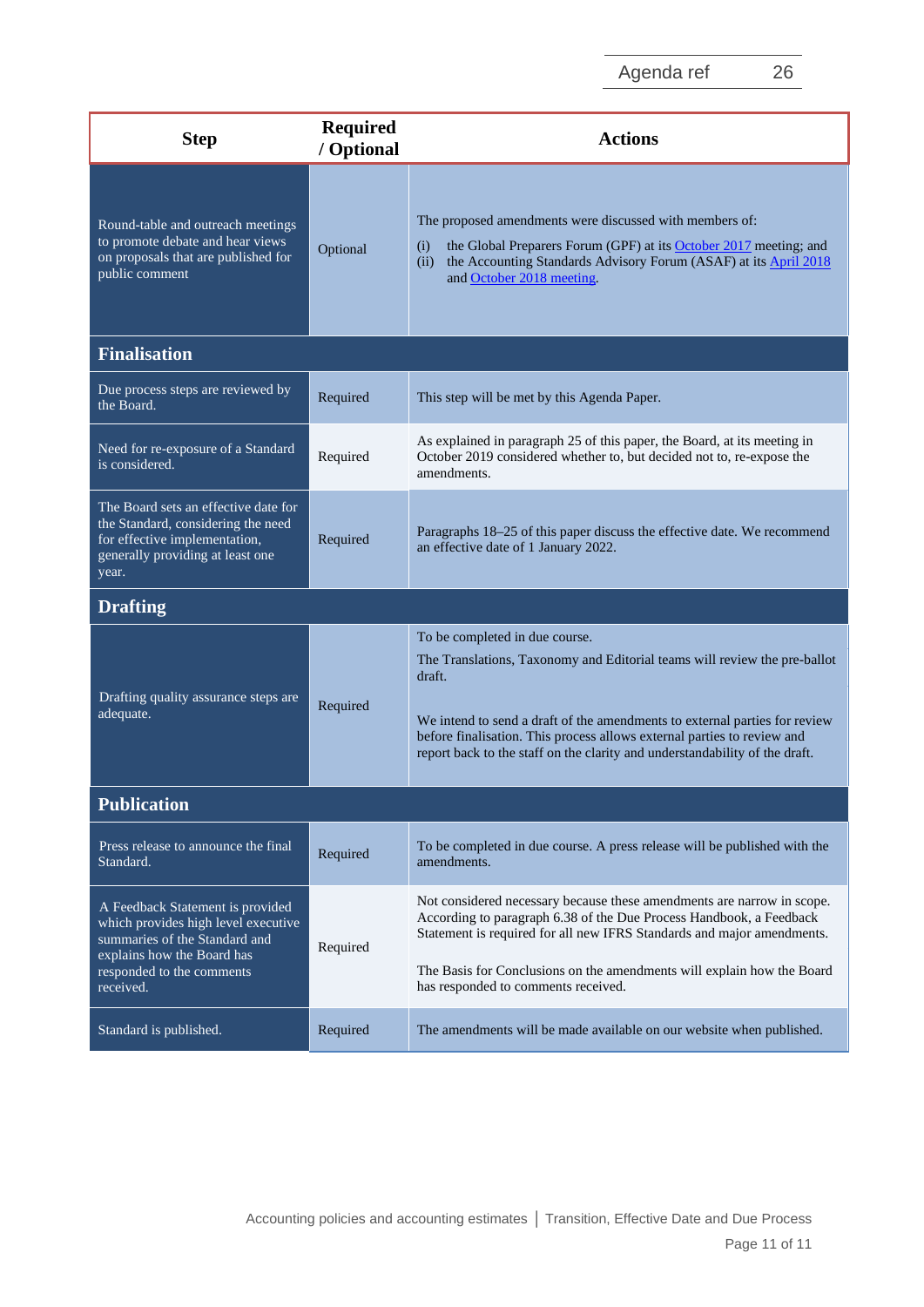| Step | Required / Optional | Actions |
|---|---|---|
| Round-table and outreach meetings to promote debate and hear views on proposals that are published for public comment | Optional | The proposed amendments were discussed with members of:<br>(i) the Global Preparers Forum (GPF) at its October 2017 meeting; and<br>(ii) the Accounting Standards Advisory Forum (ASAF) at its April 2018 and October 2018 meeting. |
| **Finalisation** | | |
| Due process steps are reviewed by the Board. | Required | This step will be met by this Agenda Paper. |
| Need for re-exposure of a Standard is considered. | Required | As explained in paragraph 25 of this paper, the Board, at its meeting in October 2019 considered whether to, but decided not to, re-expose the amendments. |
| The Board sets an effective date for the Standard, considering the need for effective implementation, generally providing at least one year. | Required | Paragraphs 18–25 of this paper discuss the effective date. We recommend an effective date of 1 January 2022. |
| **Drafting** | | |
| Drafting quality assurance steps are adequate. | Required | To be completed in due course.<br>The Translations, Taxonomy and Editorial teams will review the pre-ballot draft.<br>We intend to send a draft of the amendments to external parties for review before finalisation. This process allows external parties to review and report back to the staff on the clarity and understandability of the draft. |
| **Publication** | | |
| Press release to announce the final Standard. | Required | To be completed in due course. A press release will be published with the amendments. |
| A Feedback Statement is provided which provides high level executive summaries of the Standard and explains how the Board has responded to the comments received. | Required | Not considered necessary because these amendments are narrow in scope. According to paragraph 6.38 of the Due Process Handbook, a Feedback Statement is required for all new IFRS Standards and major amendments.<br>The Basis for Conclusions on the amendments will explain how the Board has responded to comments received. |
| Standard is published. | Required | The amendments will be made available on our website when published. |